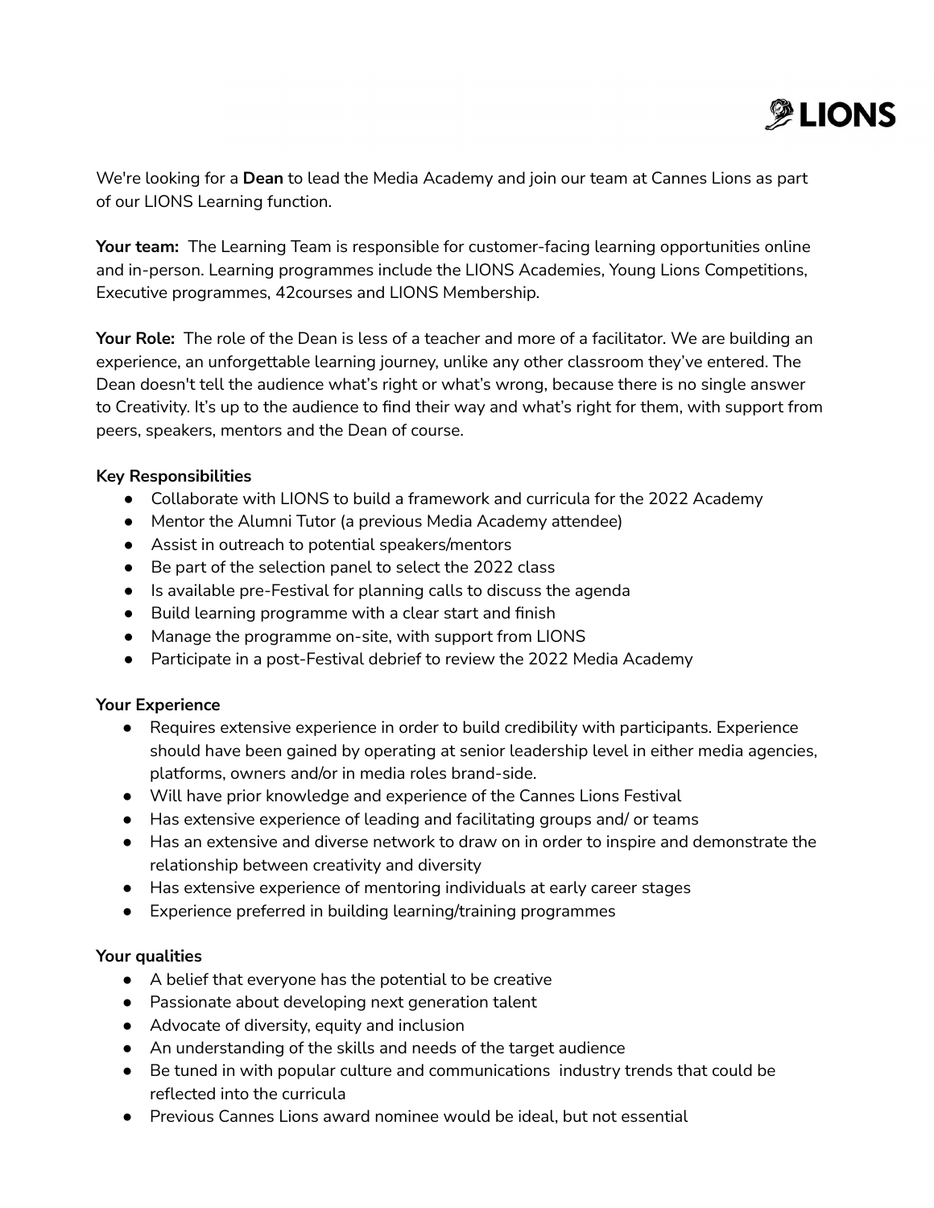LIONS

We're looking for a **Dean** to lead the Media Academy and join our team at Cannes Lions as part of our LIONS Learning function.

**Your team:** The Learning Team is responsible for customer-facing learning opportunities online and in-person. Learning programmes include the LIONS Academies, Young Lions Competitions, Executive programmes, 42courses and LIONS Membership.

**Your Role:** The role of the Dean is less of a teacher and more of a facilitator. We are building an experience, an unforgettable learning journey, unlike any other classroom they've entered. The Dean doesn't tell the audience what's right or what's wrong, because there is no single answer to Creativity. It's up to the audience to find their way and what's right for them, with support from peers, speakers, mentors and the Dean of course.

**Key Responsibilities**

- Collaborate with LIONS to build a framework and curricula for the 2022 Academy
- Mentor the Alumni Tutor (a previous Media Academy attendee)
- Assist in outreach to potential speakers/mentors
- Be part of the selection panel to select the 2022 class
- Is available pre-Festival for planning calls to discuss the agenda
- Build learning programme with a clear start and finish
- Manage the programme on-site, with support from LIONS
- Participate in a post-Festival debrief to review the 2022 Media Academy

**Your Experience**

- Requires extensive experience in order to build credibility with participants. Experience should have been gained by operating at senior leadership level in either media agencies, platforms, owners and/or in media roles brand-side.
- Will have prior knowledge and experience of the Cannes Lions Festival
- Has extensive experience of leading and facilitating groups and/ or teams
- Has an extensive and diverse network to draw on in order to inspire and demonstrate the relationship between creativity and diversity
- Has extensive experience of mentoring individuals at early career stages
- Experience preferred in building learning/training programmes

**Your qualities**

- A belief that everyone has the potential to be creative
- Passionate about developing next generation talent
- Advocate of diversity, equity and inclusion
- An understanding of the skills and needs of the target audience
- Be tuned in with popular culture and communications industry trends that could be reflected into the curricula
- Previous Cannes Lions award nominee would be ideal, but not essential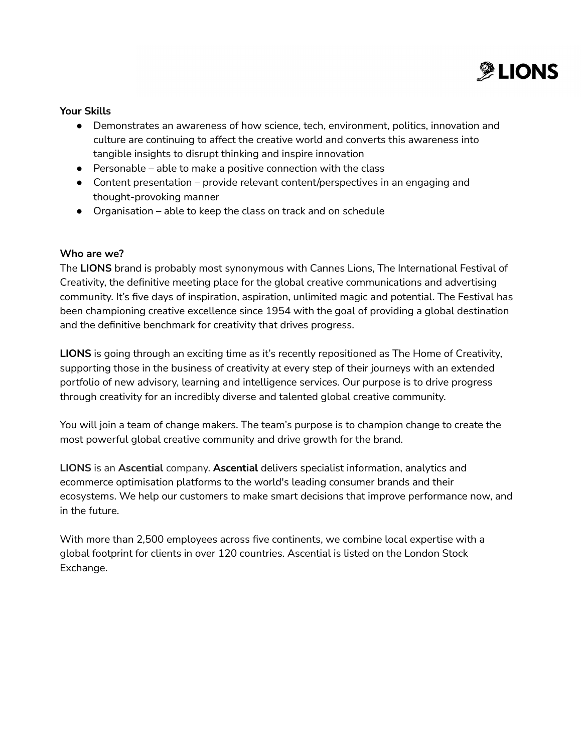**Your Skills**

- Demonstrates an awareness of how science, tech, environment, politics, innovation and culture are continuing to affect the creative world and converts this awareness into tangible insights to disrupt thinking and inspire innovation
- Personable – able to make a positive connection with the class
- Content presentation – provide relevant content/perspectives in an engaging and thought-provoking manner
- Organisation – able to keep the class on track and on schedule

**Who are we?**

The **LIONS** brand is probably most synonymous with Cannes Lions, The International Festival of Creativity, the definitive meeting place for the global creative communications and advertising community. It's five days of inspiration, aspiration, unlimited magic and potential. The Festival has been championing creative excellence since 1954 with the goal of providing a global destination and the definitive benchmark for creativity that drives progress.

**LIONS** is going through an exciting time as it's recently repositioned as The Home of Creativity, supporting those in the business of creativity at every step of their journeys with an extended portfolio of new advisory, learning and intelligence services. Our purpose is to drive progress through creativity for an incredibly diverse and talented global creative community.

You will join a team of change makers. The team's purpose is to champion change to create the most powerful global creative community and drive growth for the brand.

**LIONS** is an **Ascential** company. **Ascential** delivers specialist information, analytics and ecommerce optimisation platforms to the world's leading consumer brands and their ecosystems. We help our customers to make smart decisions that improve performance now, and in the future.

With more than 2,500 employees across five continents, we combine local expertise with a global footprint for clients in over 120 countries. Ascential is listed on the London Stock Exchange.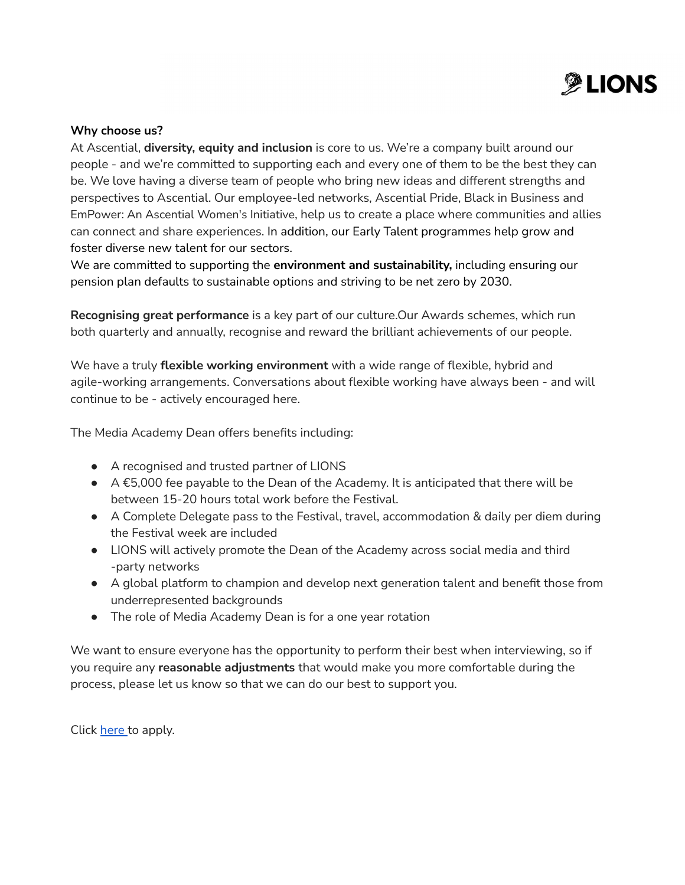**Why choose us?**

At Ascential, **diversity, equity and inclusion** is core to us. We're a company built around our people - and we're committed to supporting each and every one of them to be the best they can be. We love having a diverse team of people who bring new ideas and different strengths and perspectives to Ascential. Our employee-led networks, Ascential Pride, Black in Business and EmPower: An Ascential Women's Initiative, help us to create a place where communities and allies can connect and share experiences. In addition, our Early Talent programmes help grow and foster diverse new talent for our sectors.

We are committed to supporting the **environment and sustainability,** including ensuring our pension plan defaults to sustainable options and striving to be net zero by 2030.

**Recognising great performance** is a key part of our culture.Our Awards schemes, which run both quarterly and annually, recognise and reward the brilliant achievements of our people.

We have a truly **flexible working environment** with a wide range of flexible, hybrid and agile-working arrangements. Conversations about flexible working have always been - and will continue to be - actively encouraged here.

The Media Academy Dean offers benefits including:

- A recognised and trusted partner of LIONS
- A €5,000 fee payable to the Dean of the Academy. It is anticipated that there will be between 15-20 hours total work before the Festival.
- A Complete Delegate pass to the Festival, travel, accommodation & daily per diem during the Festival week are included
- LIONS will actively promote the Dean of the Academy across social media and third -party networks
- A global platform to champion and develop next generation talent and benefit those from underrepresented backgrounds
- The role of Media Academy Dean is for a one year rotation

We want to ensure everyone has the opportunity to perform their best when interviewing, so if you require any **reasonable adjustments** that would make you more comfortable during the process, please let us know so that we can do our best to support you.

Click here to apply.